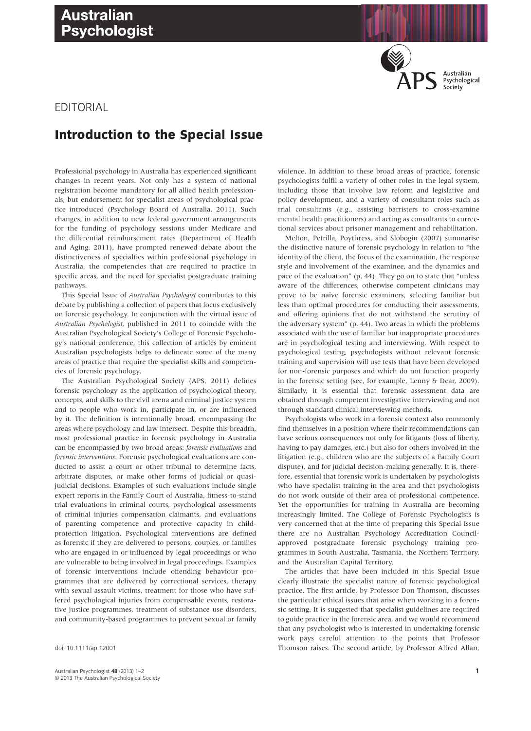EDITORIAL

# Introduction to the Special Issue

Professional psychology in Australia has experienced significant changes in recent years. Not only has a system of national registration become mandatory for all allied health professionals, but endorsement for specialist areas of psychological practice introduced (Psychology Board of Australia, 2011). Such changes, in addition to new federal government arrangements for the funding of psychology sessions under Medicare and the differential reimbursement rates (Department of Health and Aging, 2011), have prompted renewed debate about the distinctiveness of specialties within professional psychology in Australia, the competencies that are required to practice in specific areas, and the need for specialist postgraduate training pathways.

This Special Issue of *Australian Psychologist* contributes to this debate by publishing a collection of papers that focus exclusively on forensic psychology. In conjunction with the virtual issue of *Australian Psychologist*, published in 2011 to coincide with the Australian Psychological Society's College of Forensic Psychology's national conference, this collection of articles by eminent Australian psychologists helps to delineate some of the many areas of practice that require the specialist skills and competencies of forensic psychology.

The Australian Psychological Society (APS, 2011) defines forensic psychology as the application of psychological theory, concepts, and skills to the civil arena and criminal justice system and to people who work in, participate in, or are influenced by it. The definition is intentionally broad, encompassing the areas where psychology and law intersect. Despite this breadth, most professional practice in forensic psychology in Australia can be encompassed by two broad areas: *forensic evaluations* and *forensic interventions*. Forensic psychological evaluations are conducted to assist a court or other tribunal to determine facts, arbitrate disputes, or make other forms of judicial or quasi-judicial decisions. Examples of such evaluations include single expert reports in the Family Court of Australia, fitness-to-stand trial evaluations in criminal courts, psychological assessments of criminal injuries compensation claimants, and evaluations of parenting competence and protective capacity in child-protection litigation. Psychological interventions are defined as forensic if they are delivered to persons, couples, or families who are engaged in or influenced by legal proceedings or who are vulnerable to being involved in legal proceedings. Examples of forensic interventions include offending behaviour programmes that are delivered by correctional services, therapy with sexual assault victims, treatment for those who have suffered psychological injuries from compensable events, restorative justice programmes, treatment of substance use disorders, and community-based programmes to prevent sexual or family violence. In addition to these broad areas of practice, forensic psychologists fulfil a variety of other roles in the legal system, including those that involve law reform and legislative and policy development, and a variety of consultant roles such as trial consultants (e.g., assisting barristers to cross-examine mental health practitioners) and acting as consultants to correctional services about prisoner management and rehabilitation.

Melton, Petrilla, Poythress, and Slobogin (2007) summarise the distinctive nature of forensic psychology in relation to "the identity of the client, the focus of the examination, the response style and involvement of the examinee, and the dynamics and pace of the evaluation" (p. 44). They go on to state that "unless aware of the differences, otherwise competent clinicians may prove to be naïve forensic examiners, selecting familiar but less than optimal procedures for conducting their assessments, and offering opinions that do not withstand the scrutiny of the adversary system" (p. 44). Two areas in which the problems associated with the use of familiar but inappropriate procedures are in psychological testing and interviewing. With respect to psychological testing, psychologists without relevant forensic training and supervision will use tests that have been developed for non-forensic purposes and which do not function properly in the forensic setting (see, for example, Lenny & Dear, 2009). Similarly, it is essential that forensic assessment data are obtained through competent investigative interviewing and not through standard clinical interviewing methods.

Psychologists who work in a forensic context also commonly find themselves in a position where their recommendations can have serious consequences not only for litigants (loss of liberty, having to pay damages, etc.) but also for others involved in the litigation (e.g., children who are the subjects of a Family Court dispute), and for judicial decision-making generally. It is, therefore, essential that forensic work is undertaken by psychologists who have specialist training in the area and that psychologists do not work outside of their area of professional competence. Yet the opportunities for training in Australia are becoming increasingly limited. The College of Forensic Psychologists is very concerned that at the time of preparing this Special Issue there are no Australian Psychology Accreditation Council-approved postgraduate forensic psychology training programmes in South Australia, Tasmania, the Northern Territory, and the Australian Capital Territory.

The articles that have been included in this Special Issue clearly illustrate the specialist nature of forensic psychological practice. The first article, by Professor Don Thomson, discusses the particular ethical issues that arise when working in a forensic setting. It is suggested that specialist guidelines are required to guide practice in the forensic area, and we would recommend that any psychologist who is interested in undertaking forensic work pays careful attention to the points that Professor Thomson raises. The second article, by Professor Alfred Allan,

doi: 10.1111/ap.12001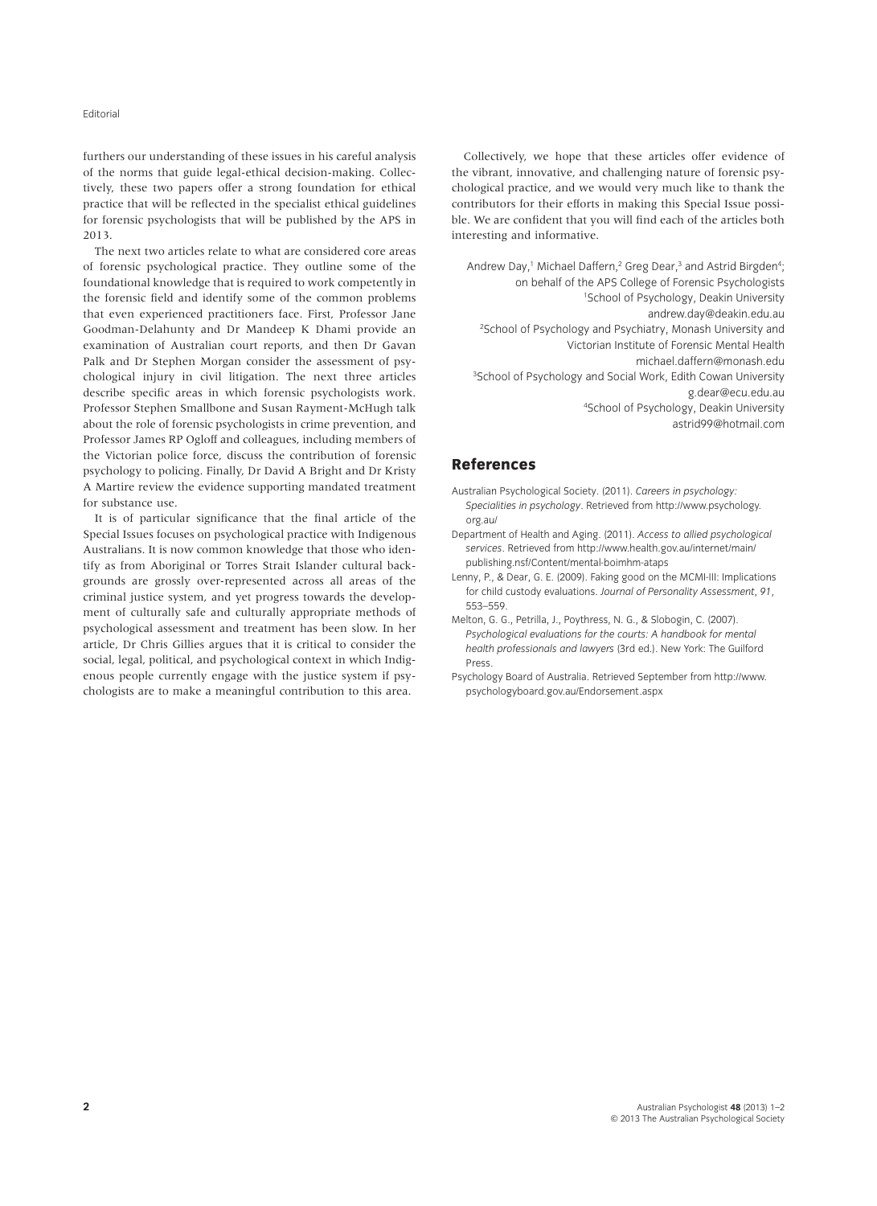furthers our understanding of these issues in his careful analysis of the norms that guide legal-ethical decision-making. Collectively, these two papers offer a strong foundation for ethical practice that will be reflected in the specialist ethical guidelines for forensic psychologists that will be published by the APS in 2013.

The next two articles relate to what are considered core areas of forensic psychological practice. They outline some of the foundational knowledge that is required to work competently in the forensic field and identify some of the common problems that even experienced practitioners face. First, Professor Jane Goodman-Delahunty and Dr Mandeep K Dhami provide an examination of Australian court reports, and then Dr Gavan Palk and Dr Stephen Morgan consider the assessment of psychological injury in civil litigation. The next three articles describe specific areas in which forensic psychologists work. Professor Stephen Smallbone and Susan Rayment-McHugh talk about the role of forensic psychologists in crime prevention, and Professor James RP Ogloff and colleagues, including members of the Victorian police force, discuss the contribution of forensic psychology to policing. Finally, Dr David A Bright and Dr Kristy A Martire review the evidence supporting mandated treatment for substance use.

It is of particular significance that the final article of the Special Issues focuses on psychological practice with Indigenous Australians. It is now common knowledge that those who identify as from Aboriginal or Torres Strait Islander cultural backgrounds are grossly over-represented across all areas of the criminal justice system, and yet progress towards the development of culturally safe and culturally appropriate methods of psychological assessment and treatment has been slow. In her article, Dr Chris Gillies argues that it is critical to consider the social, legal, political, and psychological context in which Indigenous people currently engage with the justice system if psychologists are to make a meaningful contribution to this area.

Collectively, we hope that these articles offer evidence of the vibrant, innovative, and challenging nature of forensic psychological practice, and we would very much like to thank the contributors for their efforts in making this Special Issue possible. We are confident that you will find each of the articles both interesting and informative.

Andrew Day,[1] Michael Daffern,[2] Greg Dear,[3] and Astrid Birgden[4]; on behalf of the APS College of Forensic Psychologists
[1]School of Psychology, Deakin University
andrew.day@deakin.edu.au
[2]School of Psychology and Psychiatry, Monash University and Victorian Institute of Forensic Mental Health
michael.daffern@monash.edu
[3]School of Psychology and Social Work, Edith Cowan University
g.dear@ecu.edu.au
[4]School of Psychology, Deakin University
astrid99@hotmail.com

## References

Australian Psychological Society. (2011). *Careers in psychology: Specialities in psychology*. Retrieved from http://www.psychology.org.au/

Department of Health and Aging. (2011). *Access to allied psychological services*. Retrieved from http://www.health.gov.au/internet/main/publishing.nsf/Content/mental-boimhm-ataps

Lenny, P., & Dear, G. E. (2009). Faking good on the MCMI-III: Implications for child custody evaluations. *Journal of Personality Assessment*, *91*, 553–559.

Melton, G. G., Petrilla, J., Poythress, N. G., & Slobogin, C. (2007). *Psychological evaluations for the courts: A handbook for mental health professionals and lawyers* (3rd ed.). New York: The Guilford Press.

Psychology Board of Australia. Retrieved September from http://www.psychologyboard.gov.au/Endorsement.aspx